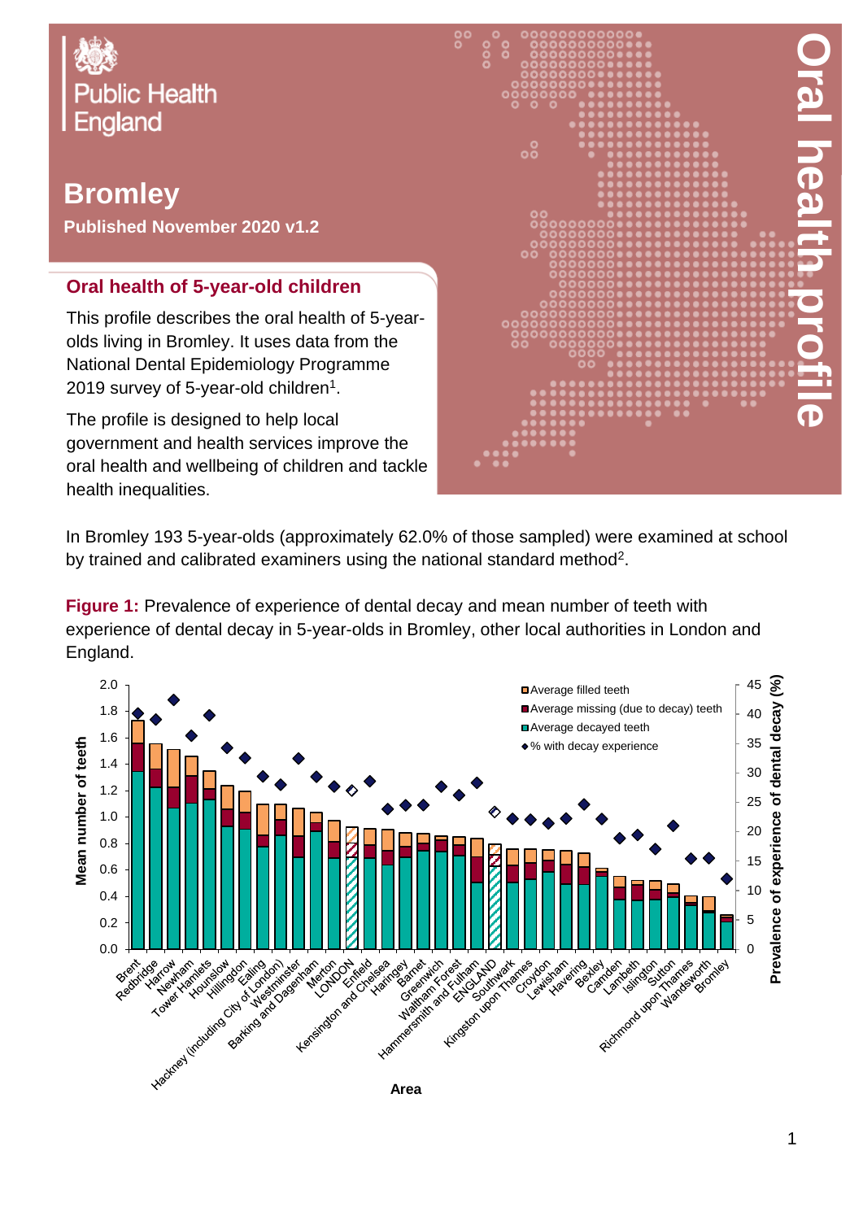Public Health England

# Bromley

**Published November 2020 v1.2**

Oral health profile

## Oral health of 5-year-old children

This profile describes the oral health of 5-year-olds living in Bromley. It uses data from the National Dental Epidemiology Programme 2019 survey of 5-year-old children[1].

The profile is designed to help local government and health services improve the oral health and wellbeing of children and tackle health inequalities.

In Bromley 193 5-year-olds (approximately 62.0% of those sampled) were examined at school by trained and calibrated examiners using the national standard method[2].

**Figure 1:** Prevalence of experience of dental decay and mean number of teeth with experience of dental decay in 5-year-olds in Bromley, other local authorities in London and England.

Mean number of teeth
2.0
1.8
1.6
1.4
1.2
1.0
0.8
0.6
0.4
0.2
0.0

Prevalence of experience of dental decay (%)
45
40
35
30
25
20
15
10
5
0

Average filled teeth
Average missing (due to decay) teeth
Average decayed teeth
% with decay experience

Brent, Redbridge, Harrow, Newham, Tower Hamlets, Hounslow, Hillingdon, Ealing, Hackney (including City of London), Westminster, Barking and Dagenham, Merton, LONDON, Enfield, Kensington and Chelsea, Haringey, Barnet, Greenwich, Waltham Forest, Hammersmith and Fulham, ENGLAND, Southwark, Kingston upon Thames, Croydon, Lewisham, Havering, Bexley, Camden, Lambeth, Islington, Sutton, Richmond upon Thames, Wandsworth, Bromley

Area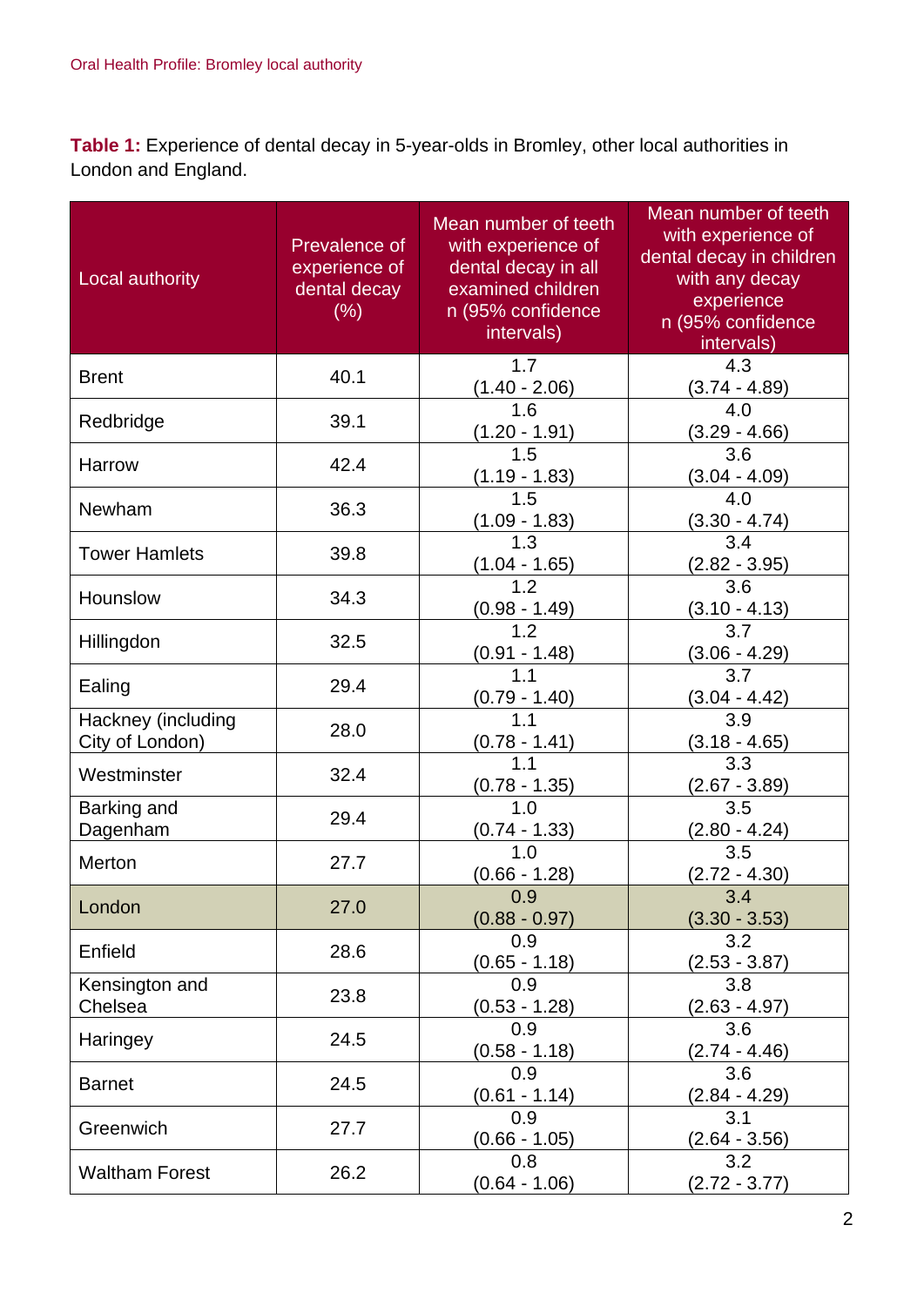**Table 1:** Experience of dental decay in 5-year-olds in Bromley, other local authorities in London and England.

| Local authority | Prevalence of experience of dental decay (%) | Mean number of teeth with experience of dental decay in all examined children n (95% confidence intervals) | Mean number of teeth with experience of dental decay in children with any decay experience n (95% confidence intervals) |
|---|---|---|---|
| Brent | 40.1 | 1.7 (1.40 - 2.06) | 4.3 (3.74 - 4.89) |
| Redbridge | 39.1 | 1.6 (1.20 - 1.91) | 4.0 (3.29 - 4.66) |
| Harrow | 42.4 | 1.5 (1.19 - 1.83) | 3.6 (3.04 - 4.09) |
| Newham | 36.3 | 1.5 (1.09 - 1.83) | 4.0 (3.30 - 4.74) |
| Tower Hamlets | 39.8 | 1.3 (1.04 - 1.65) | 3.4 (2.82 - 3.95) |
| Hounslow | 34.3 | 1.2 (0.98 - 1.49) | 3.6 (3.10 - 4.13) |
| Hillingdon | 32.5 | 1.2 (0.91 - 1.48) | 3.7 (3.06 - 4.29) |
| Ealing | 29.4 | 1.1 (0.79 - 1.40) | 3.7 (3.04 - 4.42) |
| Hackney (including City of London) | 28.0 | 1.1 (0.78 - 1.41) | 3.9 (3.18 - 4.65) |
| Westminster | 32.4 | 1.1 (0.78 - 1.35) | 3.3 (2.67 - 3.89) |
| Barking and Dagenham | 29.4 | 1.0 (0.74 - 1.33) | 3.5 (2.80 - 4.24) |
| Merton | 27.7 | 1.0 (0.66 - 1.28) | 3.5 (2.72 - 4.30) |
| London | 27.0 | 0.9 (0.88 - 0.97) | 3.4 (3.30 - 3.53) |
| Enfield | 28.6 | 0.9 (0.65 - 1.18) | 3.2 (2.53 - 3.87) |
| Kensington and Chelsea | 23.8 | 0.9 (0.53 - 1.28) | 3.8 (2.63 - 4.97) |
| Haringey | 24.5 | 0.9 (0.58 - 1.18) | 3.6 (2.74 - 4.46) |
| Barnet | 24.5 | 0.9 (0.61 - 1.14) | 3.6 (2.84 - 4.29) |
| Greenwich | 27.7 | 0.9 (0.66 - 1.05) | 3.1 (2.64 - 3.56) |
| Waltham Forest | 26.2 | 0.8 (0.64 - 1.06) | 3.2 (2.72 - 3.77) |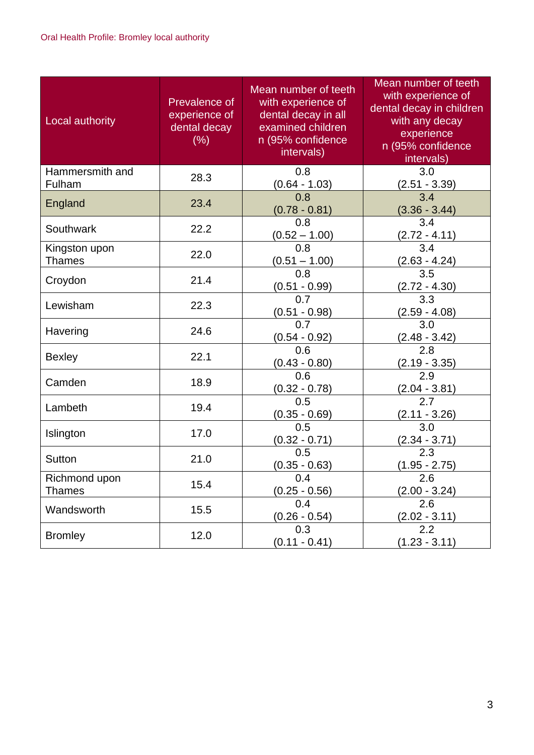| Local authority | Prevalence of experience of dental decay (%) | Mean number of teeth with experience of dental decay in all examined children n (95% confidence intervals) | Mean number of teeth with experience of dental decay in children with any decay experience n (95% confidence intervals) |
|---|---|---|---|
| Hammersmith and Fulham | 28.3 | 0.8 (0.64 - 1.03) | 3.0 (2.51 - 3.39) |
| England | 23.4 | 0.8 (0.78 - 0.81) | 3.4 (3.36 - 3.44) |
| Southwark | 22.2 | 0.8 (0.52 – 1.00) | 3.4 (2.72 - 4.11) |
| Kingston upon Thames | 22.0 | 0.8 (0.51 – 1.00) | 3.4 (2.63 - 4.24) |
| Croydon | 21.4 | 0.8 (0.51 - 0.99) | 3.5 (2.72 - 4.30) |
| Lewisham | 22.3 | 0.7 (0.51 - 0.98) | 3.3 (2.59 - 4.08) |
| Havering | 24.6 | 0.7 (0.54 - 0.92) | 3.0 (2.48 - 3.42) |
| Bexley | 22.1 | 0.6 (0.43 - 0.80) | 2.8 (2.19 - 3.35) |
| Camden | 18.9 | 0.6 (0.32 - 0.78) | 2.9 (2.04 - 3.81) |
| Lambeth | 19.4 | 0.5 (0.35 - 0.69) | 2.7 (2.11 - 3.26) |
| Islington | 17.0 | 0.5 (0.32 - 0.71) | 3.0 (2.34 - 3.71) |
| Sutton | 21.0 | 0.5 (0.35 - 0.63) | 2.3 (1.95 - 2.75) |
| Richmond upon Thames | 15.4 | 0.4 (0.25 - 0.56) | 2.6 (2.00 - 3.24) |
| Wandsworth | 15.5 | 0.4 (0.26 - 0.54) | 2.6 (2.02 - 3.11) |
| Bromley | 12.0 | 0.3 (0.11 - 0.41) | 2.2 (1.23 - 3.11) |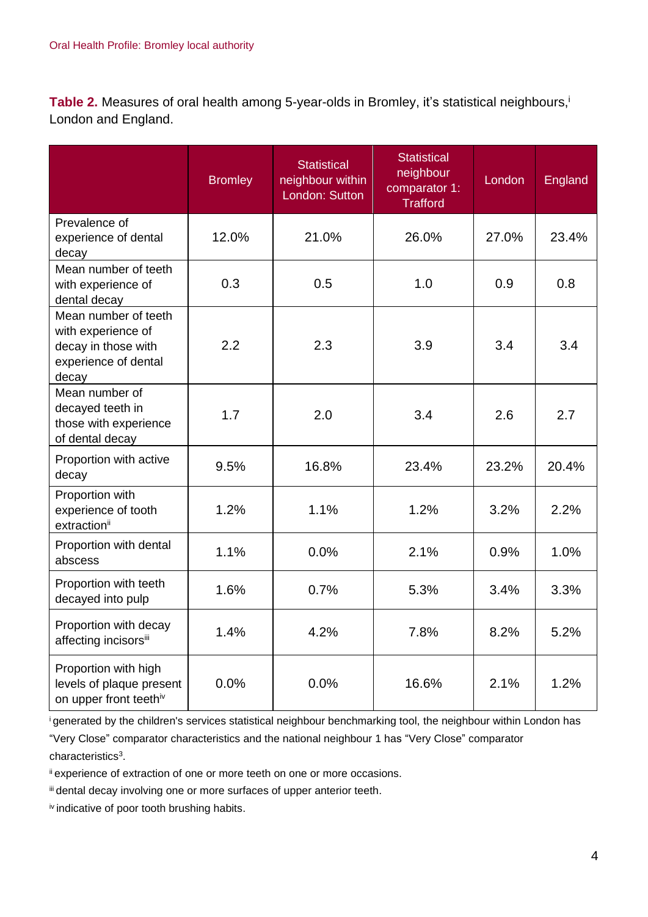**Table 2.** Measures of oral health among 5-year-olds in Bromley, it's statistical neighbours,[i] London and England.

| | Bromley | Statistical neighbour within London: Sutton | Statistical neighbour comparator 1: Trafford | London | England |
|---|---|---|---|---|---|
| Prevalence of experience of dental decay | 12.0% | 21.0% | 26.0% | 27.0% | 23.4% |
| Mean number of teeth with experience of dental decay | 0.3 | 0.5 | 1.0 | 0.9 | 0.8 |
| Mean number of teeth with experience of decay in those with experience of dental decay | 2.2 | 2.3 | 3.9 | 3.4 | 3.4 |
| Mean number of decayed teeth in those with experience of dental decay | 1.7 | 2.0 | 3.4 | 2.6 | 2.7 |
| Proportion with active decay | 9.5% | 16.8% | 23.4% | 23.2% | 20.4% |
| Proportion with experience of tooth extraction[ii] | 1.2% | 1.1% | 1.2% | 3.2% | 2.2% |
| Proportion with dental abscess | 1.1% | 0.0% | 2.1% | 0.9% | 1.0% |
| Proportion with teeth decayed into pulp | 1.6% | 0.7% | 5.3% | 3.4% | 3.3% |
| Proportion with decay affecting incisors[iii] | 1.4% | 4.2% | 7.8% | 8.2% | 5.2% |
| Proportion with high levels of plaque present on upper front teeth[iv] | 0.0% | 0.0% | 16.6% | 2.1% | 1.2% |

[i] generated by the children's services statistical neighbour benchmarking tool, the neighbour within London has "Very Close" comparator characteristics and the national neighbour 1 has "Very Close" comparator characteristics[3].

[ii] experience of extraction of one or more teeth on one or more occasions.

[iii] dental decay involving one or more surfaces of upper anterior teeth.

[iv] indicative of poor tooth brushing habits.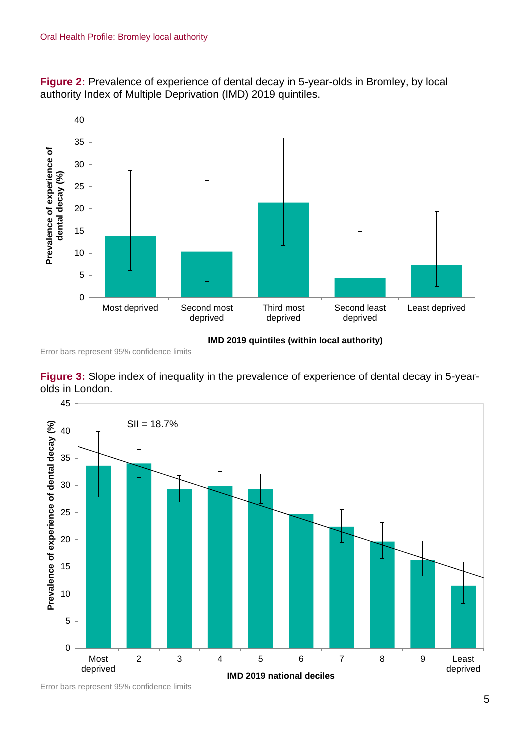**Figure 2:** Prevalence of experience of dental decay in 5-year-olds in Bromley, by local authority Index of Multiple Deprivation (IMD) 2019 quintiles.

Prevalence of experience of dental decay (%)

40
35
30
25
20
15
10
5
0

Most deprived
Second most deprived
Third most deprived
Second least deprived
Least deprived

IMD 2019 quintiles (within local authority)

Error bars represent 95% confidence limits

**Figure 3:** Slope index of inequality in the prevalence of experience of dental decay in 5-year-olds in London.

SII = 18.7%

Prevalence of experience of dental decay (%)

45
40
35
30
25
20
15
10
5
0

Most deprived
2
3
4
5
6
7
8
9
Least deprived

IMD 2019 national deciles

Error bars represent 95% confidence limits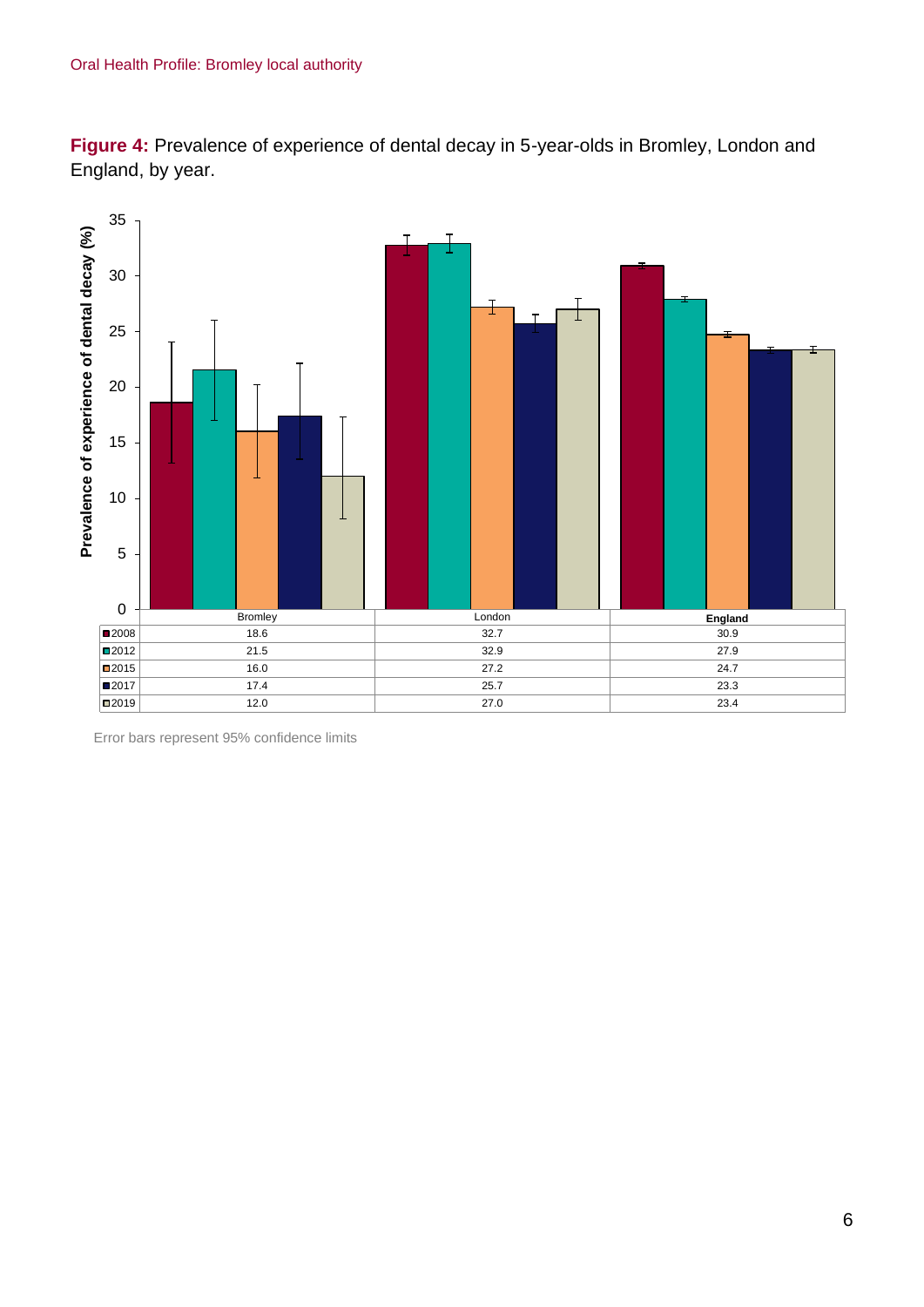**Figure 4:** Prevalence of experience of dental decay in 5-year-olds in Bromley, London and England, by year.

Prevalence of experience of dental decay (%)

35
30
25
20
15
10
5
0

| | Bromley | London | England |
|---|---|---|---|
| 2008 | 18.6 | 32.7 | 30.9 |
| 2012 | 21.5 | 32.9 | 27.9 |
| 2015 | 16.0 | 27.2 | 24.7 |
| 2017 | 17.4 | 25.7 | 23.3 |
| 2019 | 12.0 | 27.0 | 23.4 |

Error bars represent 95% confidence limits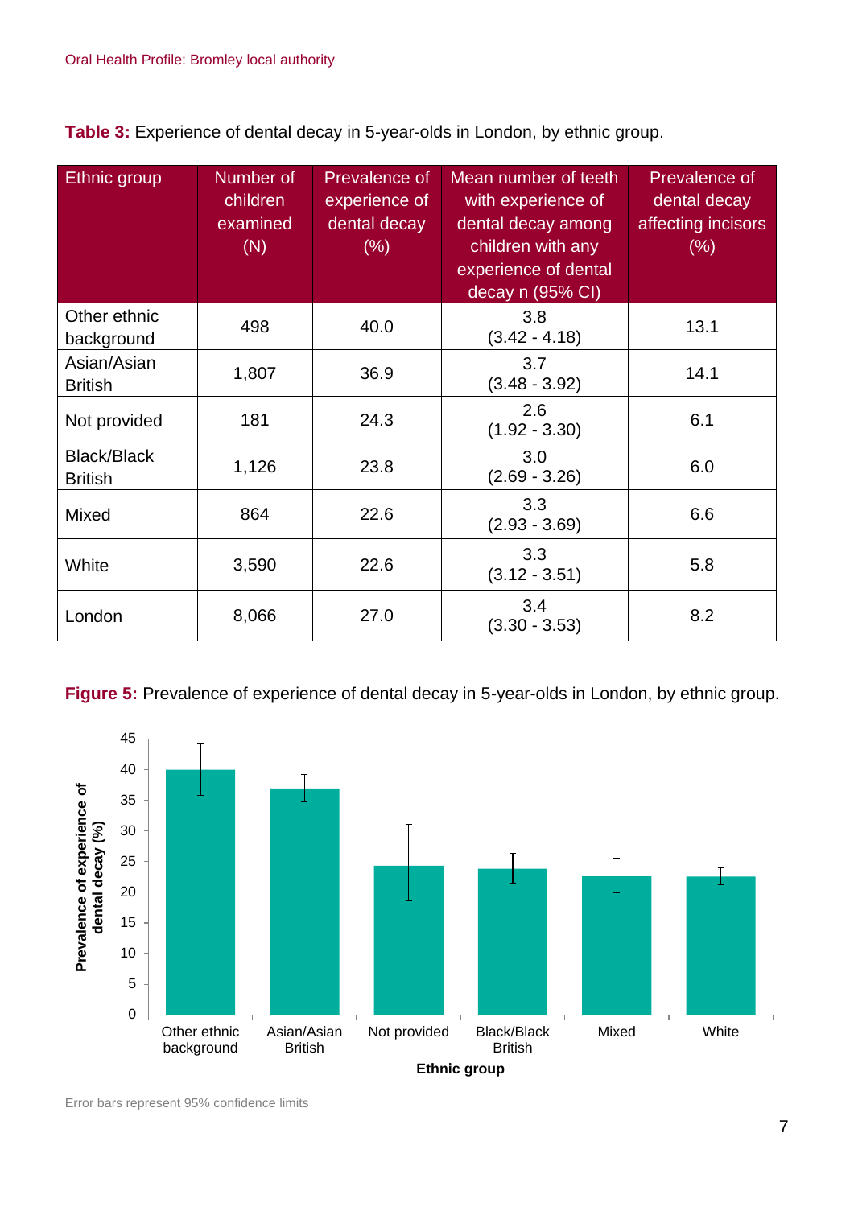**Table 3:** Experience of dental decay in 5-year-olds in London, by ethnic group.

| Ethnic group | Number of children examined (N) | Prevalence of experience of dental decay (%) | Mean number of teeth with experience of dental decay among children with any experience of dental decay n (95% CI) | Prevalence of dental decay affecting incisors (%) |
|---|---|---|---|---|
| Other ethnic background | 498 | 40.0 | 3.8 (3.42 - 4.18) | 13.1 |
| Asian/Asian British | 1,807 | 36.9 | 3.7 (3.48 - 3.92) | 14.1 |
| Not provided | 181 | 24.3 | 2.6 (1.92 - 3.30) | 6.1 |
| Black/Black British | 1,126 | 23.8 | 3.0 (2.69 - 3.26) | 6.0 |
| Mixed | 864 | 22.6 | 3.3 (2.93 - 3.69) | 6.6 |
| White | 3,590 | 22.6 | 3.3 (3.12 - 3.51) | 5.8 |
| London | 8,066 | 27.0 | 3.4 (3.30 - 3.53) | 8.2 |

**Figure 5:** Prevalence of experience of dental decay in 5-year-olds in London, by ethnic group.

Prevalence of experience of dental decay (%)

45
40
35
30
25
20
15
10
5
0

Other ethnic background
Asian/Asian British
Not provided
Black/Black British
Mixed
White

Ethnic group

Error bars represent 95% confidence limits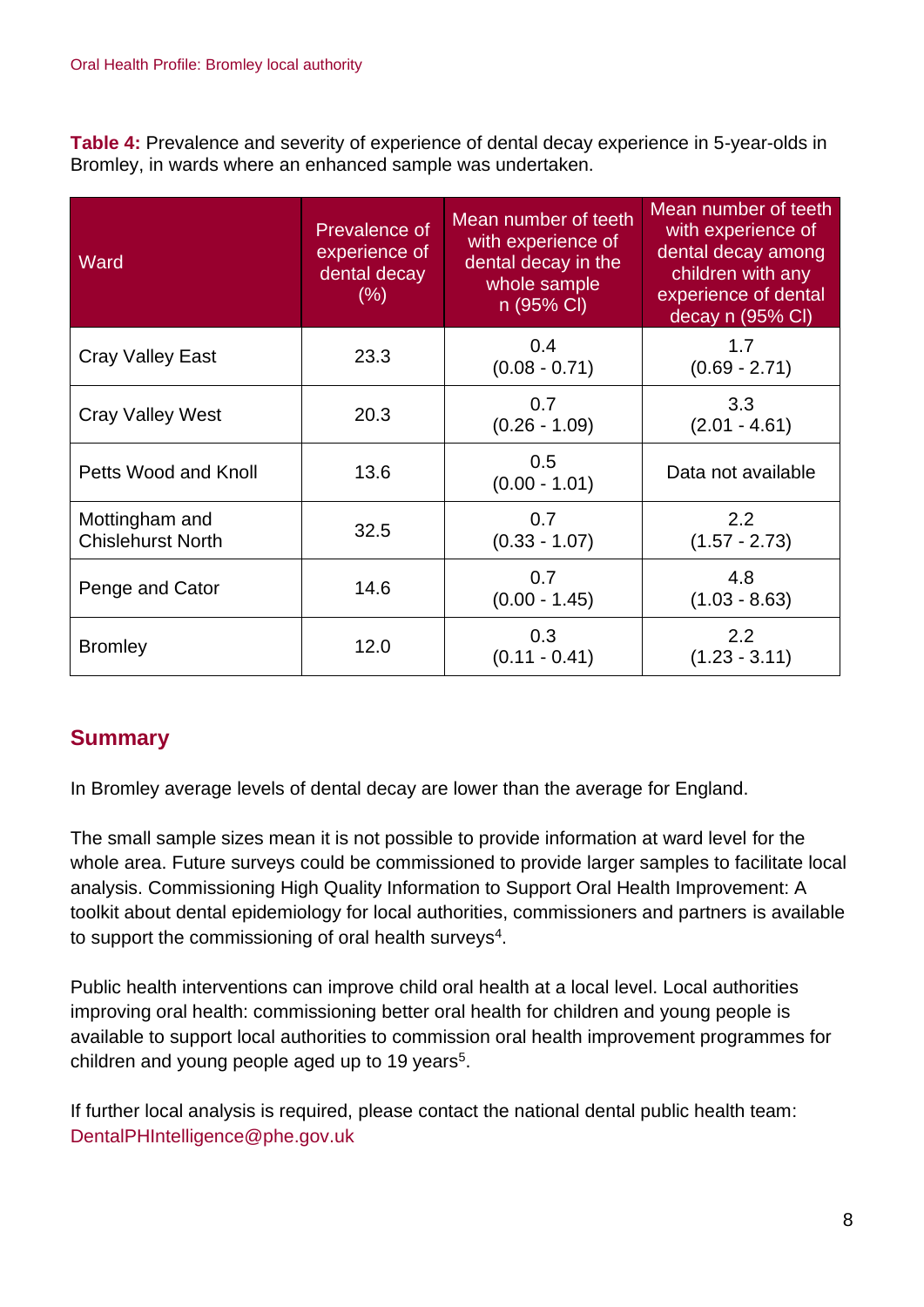**Table 4:** Prevalence and severity of experience of dental decay experience in 5-year-olds in Bromley, in wards where an enhanced sample was undertaken.

| Ward | Prevalence of experience of dental decay (%) | Mean number of teeth with experience of dental decay in the whole sample n (95% CI) | Mean number of teeth with experience of dental decay among children with any experience of dental decay n (95% CI) |
|---|---|---|---|
| Cray Valley East | 23.3 | 0.4 (0.08 - 0.71) | 1.7 (0.69 - 2.71) |
| Cray Valley West | 20.3 | 0.7 (0.26 - 1.09) | 3.3 (2.01 - 4.61) |
| Petts Wood and Knoll | 13.6 | 0.5 (0.00 - 1.01) | Data not available |
| Mottingham and Chislehurst North | 32.5 | 0.7 (0.33 - 1.07) | 2.2 (1.57 - 2.73) |
| Penge and Cator | 14.6 | 0.7 (0.00 - 1.45) | 4.8 (1.03 - 8.63) |
| Bromley | 12.0 | 0.3 (0.11 - 0.41) | 2.2 (1.23 - 3.11) |

## Summary

In Bromley average levels of dental decay are lower than the average for England.

The small sample sizes mean it is not possible to provide information at ward level for the whole area. Future surveys could be commissioned to provide larger samples to facilitate local analysis. Commissioning High Quality Information to Support Oral Health Improvement: A toolkit about dental epidemiology for local authorities, commissioners and partners is available to support the commissioning of oral health surveys[4].

Public health interventions can improve child oral health at a local level. Local authorities improving oral health: commissioning better oral health for children and young people is available to support local authorities to commission oral health improvement programmes for children and young people aged up to 19 years[5].

If further local analysis is required, please contact the national dental public health team: DentalPHIntelligence@phe.gov.uk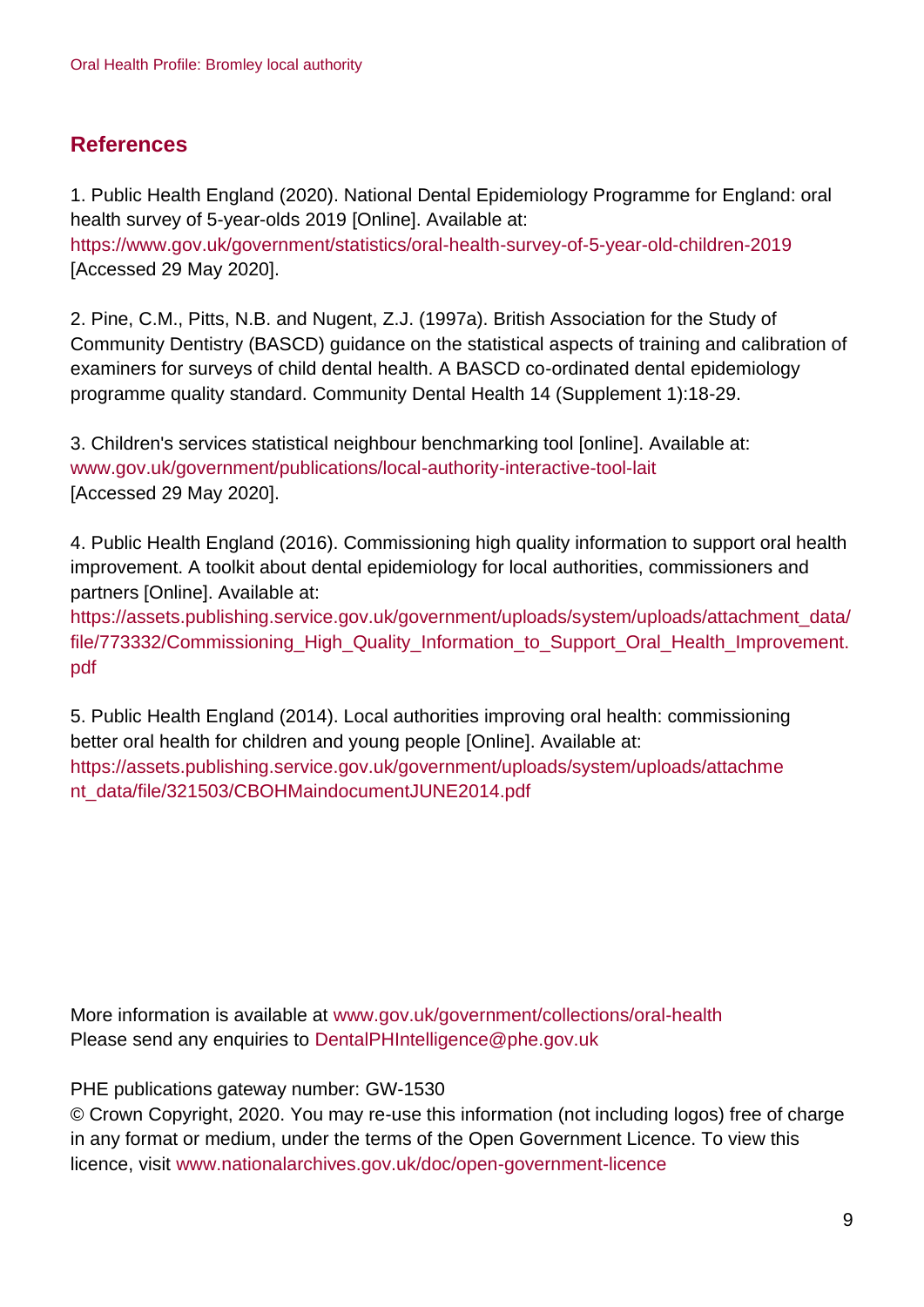## References

1. Public Health England (2020). National Dental Epidemiology Programme for England: oral health survey of 5-year-olds 2019 [Online]. Available at: https://www.gov.uk/government/statistics/oral-health-survey-of-5-year-old-children-2019 [Accessed 29 May 2020].

2. Pine, C.M., Pitts, N.B. and Nugent, Z.J. (1997a). British Association for the Study of Community Dentistry (BASCD) guidance on the statistical aspects of training and calibration of examiners for surveys of child dental health. A BASCD co-ordinated dental epidemiology programme quality standard. Community Dental Health 14 (Supplement 1):18-29.

3. Children's services statistical neighbour benchmarking tool [online]. Available at: www.gov.uk/government/publications/local-authority-interactive-tool-lait [Accessed 29 May 2020].

4. Public Health England (2016). Commissioning high quality information to support oral health improvement. A toolkit about dental epidemiology for local authorities, commissioners and partners [Online]. Available at: https://assets.publishing.service.gov.uk/government/uploads/system/uploads/attachment_data/file/773332/Commissioning_High_Quality_Information_to_Support_Oral_Health_Improvement.pdf

5. Public Health England (2014). Local authorities improving oral health: commissioning better oral health for children and young people [Online]. Available at: https://assets.publishing.service.gov.uk/government/uploads/system/uploads/attachment_data/file/321503/CBOHMaindocumentJUNE2014.pdf

More information is available at www.gov.uk/government/collections/oral-health
Please send any enquiries to DentalPHIntelligence@phe.gov.uk

PHE publications gateway number: GW-1530
© Crown Copyright, 2020. You may re-use this information (not including logos) free of charge in any format or medium, under the terms of the Open Government Licence. To view this licence, visit www.nationalarchives.gov.uk/doc/open-government-licence